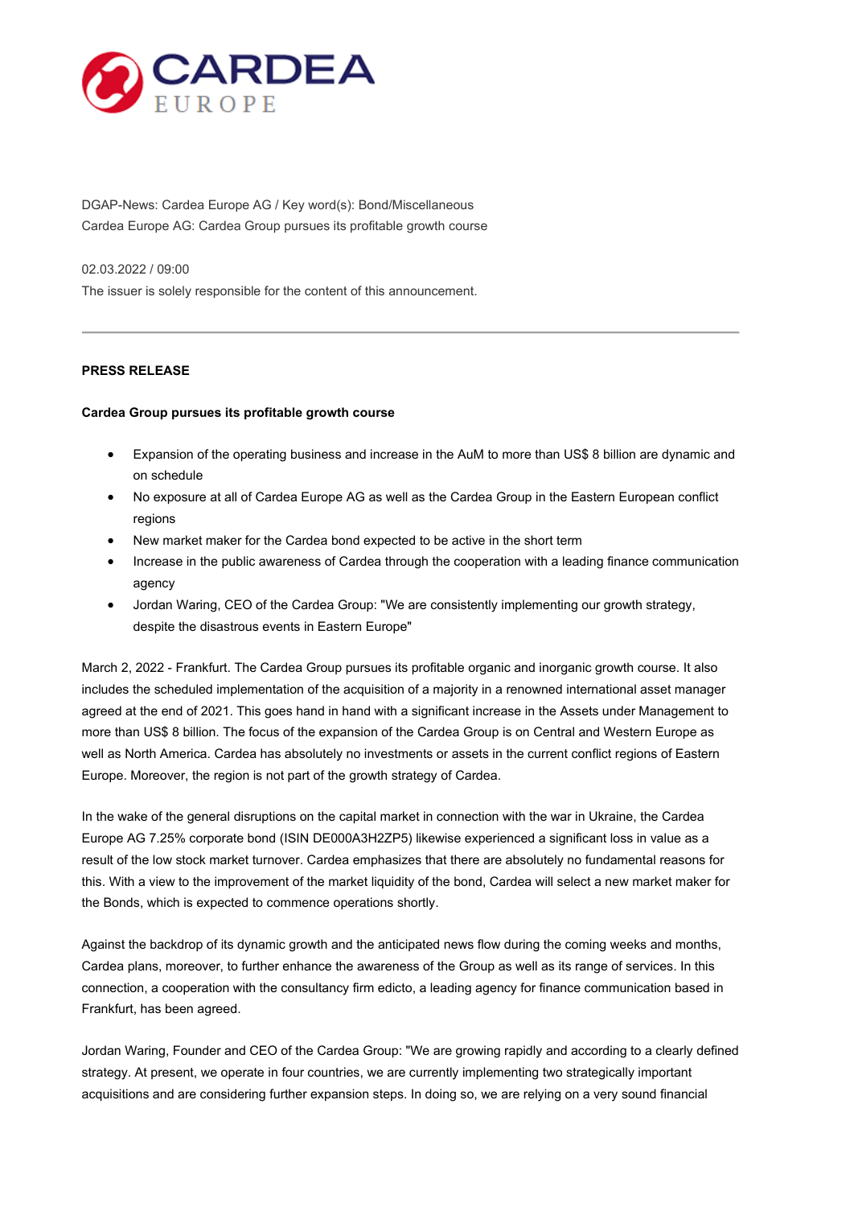CARDEA EUROPE

DGAP-News: Cardea Europe AG / Key word(s): Bond/Miscellaneous
Cardea Europe AG: Cardea Group pursues its profitable growth course

02.03.2022 / 09:00
The issuer is solely responsible for the content of this announcement.

---

**PRESS RELEASE**

**Cardea Group pursues its profitable growth course**

- Expansion of the operating business and increase in the AuM to more than US$ 8 billion are dynamic and on schedule
- No exposure at all of Cardea Europe AG as well as the Cardea Group in the Eastern European conflict regions
- New market maker for the Cardea bond expected to be active in the short term
- Increase in the public awareness of Cardea through the cooperation with a leading finance communication agency
- Jordan Waring, CEO of the Cardea Group: "We are consistently implementing our growth strategy, despite the disastrous events in Eastern Europe"

March 2, 2022 - Frankfurt. The Cardea Group pursues its profitable organic and inorganic growth course. It also includes the scheduled implementation of the acquisition of a majority in a renowned international asset manager agreed at the end of 2021. This goes hand in hand with a significant increase in the Assets under Management to more than US$ 8 billion. The focus of the expansion of the Cardea Group is on Central and Western Europe as well as North America. Cardea has absolutely no investments or assets in the current conflict regions of Eastern Europe. Moreover, the region is not part of the growth strategy of Cardea.

In the wake of the general disruptions on the capital market in connection with the war in Ukraine, the Cardea Europe AG 7.25% corporate bond (ISIN DE000A3H2ZP5) likewise experienced a significant loss in value as a result of the low stock market turnover. Cardea emphasizes that there are absolutely no fundamental reasons for this. With a view to the improvement of the market liquidity of the bond, Cardea will select a new market maker for the Bonds, which is expected to commence operations shortly.

Against the backdrop of its dynamic growth and the anticipated news flow during the coming weeks and months, Cardea plans, moreover, to further enhance the awareness of the Group as well as its range of services. In this connection, a cooperation with the consultancy firm edicto, a leading agency for finance communication based in Frankfurt, has been agreed.

Jordan Waring, Founder and CEO of the Cardea Group: "We are growing rapidly and according to a clearly defined strategy. At present, we operate in four countries, we are currently implementing two strategically important acquisitions and are considering further expansion steps. In doing so, we are relying on a very sound financial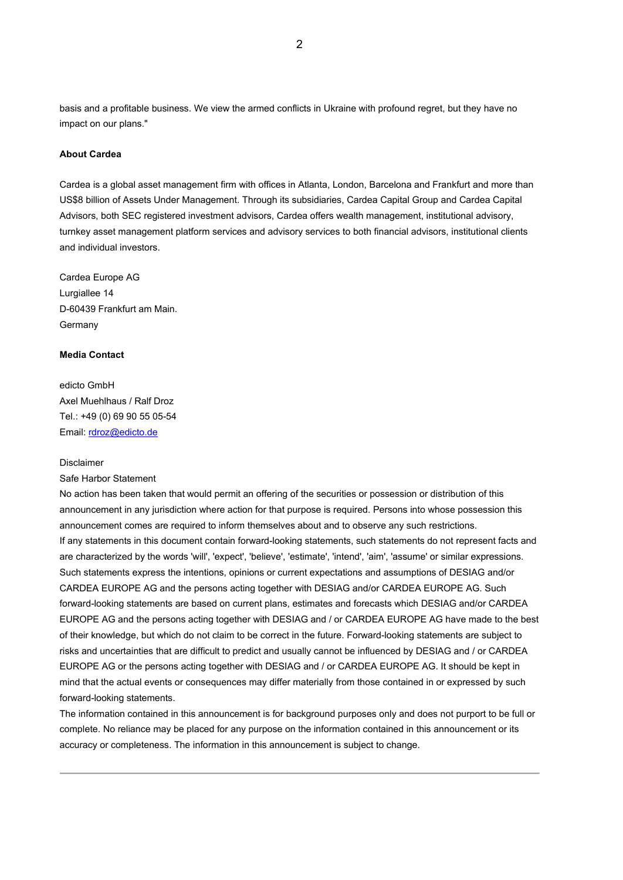basis and a profitable business. We view the armed conflicts in Ukraine with profound regret, but they have no impact on our plans."

**About Cardea**

Cardea is a global asset management firm with offices in Atlanta, London, Barcelona and Frankfurt and more than US$8 billion of Assets Under Management. Through its subsidiaries, Cardea Capital Group and Cardea Capital Advisors, both SEC registered investment advisors, Cardea offers wealth management, institutional advisory, turnkey asset management platform services and advisory services to both financial advisors, institutional clients and individual investors.

Cardea Europe AG
Lurgiallee 14
D-60439 Frankfurt am Main.
Germany

**Media Contact**

edicto GmbH
Axel Muehlhaus / Ralf Droz
Tel.: +49 (0) 69 90 55 05-54
Email: rdroz@edicto.de

Disclaimer
Safe Harbor Statement
No action has been taken that would permit an offering of the securities or possession or distribution of this announcement in any jurisdiction where action for that purpose is required. Persons into whose possession this announcement comes are required to inform themselves about and to observe any such restrictions.
If any statements in this document contain forward-looking statements, such statements do not represent facts and are characterized by the words 'will', 'expect', 'believe', 'estimate', 'intend', 'aim', 'assume' or similar expressions. Such statements express the intentions, opinions or current expectations and assumptions of DESIAG and/or CARDEA EUROPE AG and the persons acting together with DESIAG and/or CARDEA EUROPE AG. Such forward-looking statements are based on current plans, estimates and forecasts which DESIAG and/or CARDEA EUROPE AG and the persons acting together with DESIAG and / or CARDEA EUROPE AG have made to the best of their knowledge, but which do not claim to be correct in the future. Forward-looking statements are subject to risks and uncertainties that are difficult to predict and usually cannot be influenced by DESIAG and / or CARDEA EUROPE AG or the persons acting together with DESIAG and / or CARDEA EUROPE AG. It should be kept in mind that the actual events or consequences may differ materially from those contained in or expressed by such forward-looking statements.
The information contained in this announcement is for background purposes only and does not purport to be full or complete. No reliance may be placed for any purpose on the information contained in this announcement or its accuracy or completeness. The information in this announcement is subject to change.